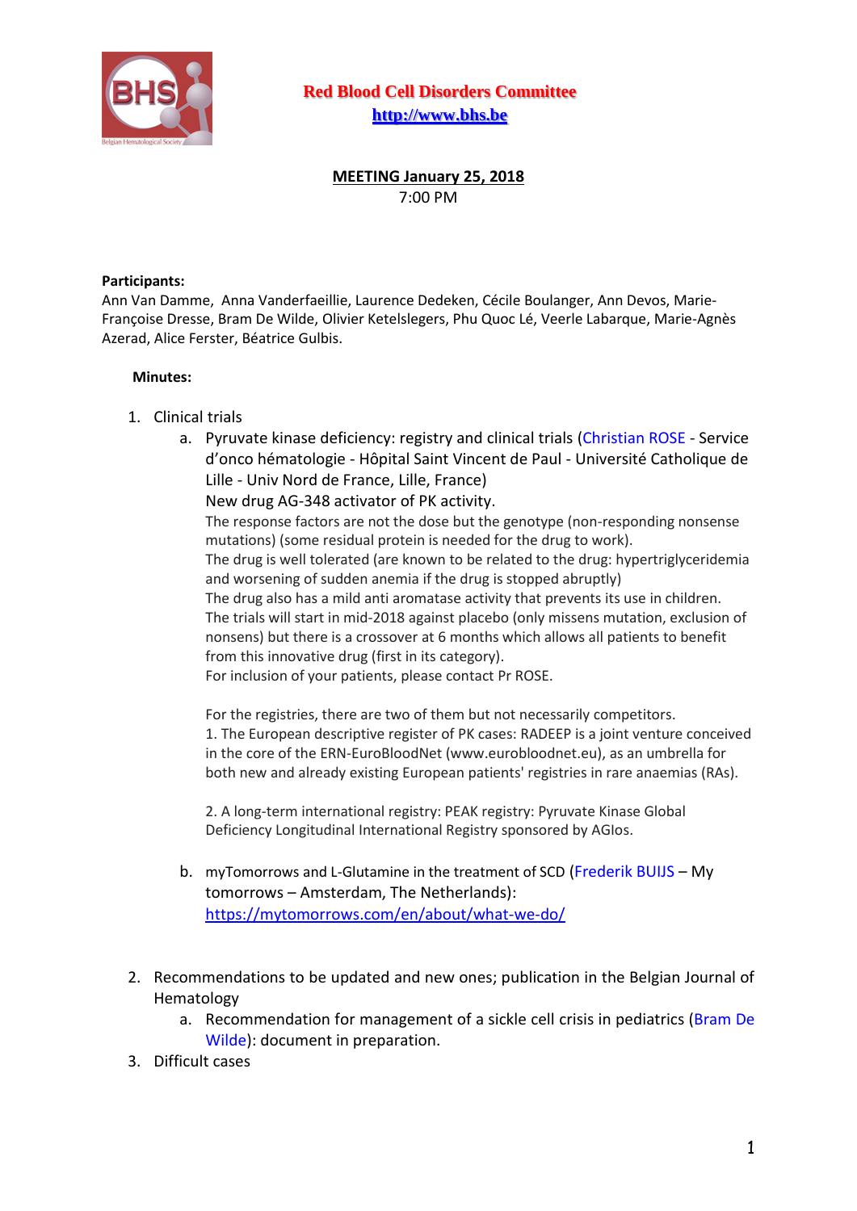# Red Blood Cell Disorders Committee

http://www.bhs.be

## MEETING January 25, 2018

7:00 PM

**Participants:**
Ann Van Damme, Anna Vanderfaeillie, Laurence Dedeken, Cécile Boulanger, Ann Devos, Marie-Françoise Dresse, Bram De Wilde, Olivier Ketelslegers, Phu Quoc Lé, Veerle Labarque, Marie-Agnès Azerad, Alice Ferster, Béatrice Gulbis.

**Minutes:**

1. Clinical trials
    a. Pyruvate kinase deficiency: registry and clinical trials (Christian ROSE - Service d'onco hématologie - Hôpital Saint Vincent de Paul - Université Catholique de Lille - Univ Nord de France, Lille, France)
    New drug AG-348 activator of PK activity.
    The response factors are not the dose but the genotype (non-responding nonsense mutations) (some residual protein is needed for the drug to work).
    The drug is well tolerated (are known to be related to the drug: hypertriglyceridemia and worsening of sudden anemia if the drug is stopped abruptly)
    The drug also has a mild anti aromatase activity that prevents its use in children.
    The trials will start in mid-2018 against placebo (only missens mutation, exclusion of nonsens) but there is a crossover at 6 months which allows all patients to benefit from this innovative drug (first in its category).
    For inclusion of your patients, please contact Pr ROSE.

    For the registries, there are two of them but not necessarily competitors.
    1. The European descriptive register of PK cases: RADEEP is a joint venture conceived in the core of the ERN-EuroBloodNet (www.eurobloodnet.eu), as an umbrella for both new and already existing European patients' registries in rare anaemias (RAs).

    2. A long-term international registry: PEAK registry: Pyruvate Kinase Global Deficiency Longitudinal International Registry sponsored by AGIos.

    b. myTomorrows and L-Glutamine in the treatment of SCD (Frederik BUIJS – My tomorrows – Amsterdam, The Netherlands): https://mytomorrows.com/en/about/what-we-do/

2. Recommendations to be updated and new ones; publication in the Belgian Journal of Hematology
    a. Recommendation for management of a sickle cell crisis in pediatrics (Bram De Wilde): document in preparation.
3. Difficult cases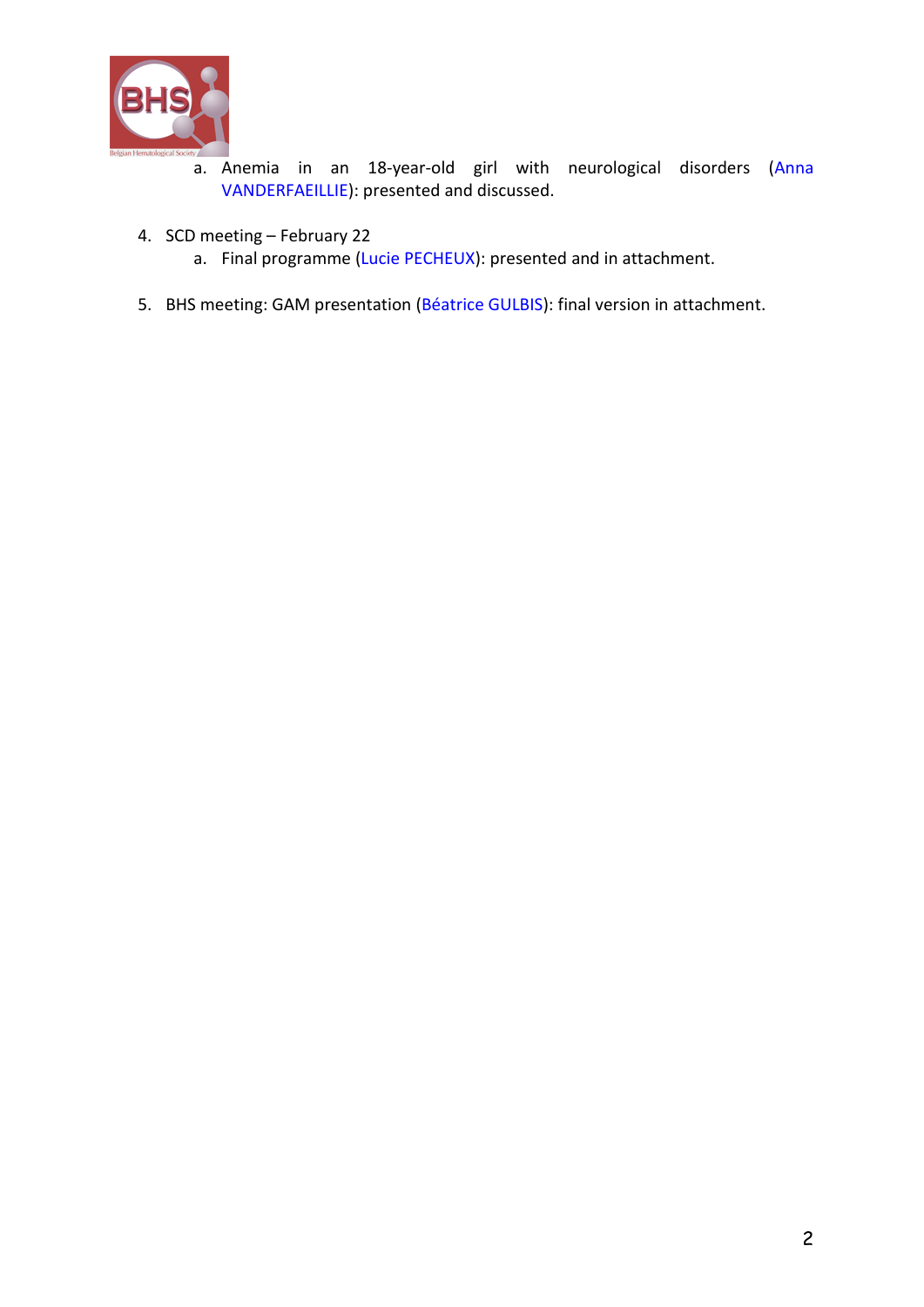a. Anemia in an 18-year-old girl with neurological disorders (Anna VANDERFAEILLIE): presented and discussed.

4. SCD meeting – February 22
   a. Final programme (Lucie PECHEUX): presented and in attachment.

5. BHS meeting: GAM presentation (Béatrice GULBIS): final version in attachment.